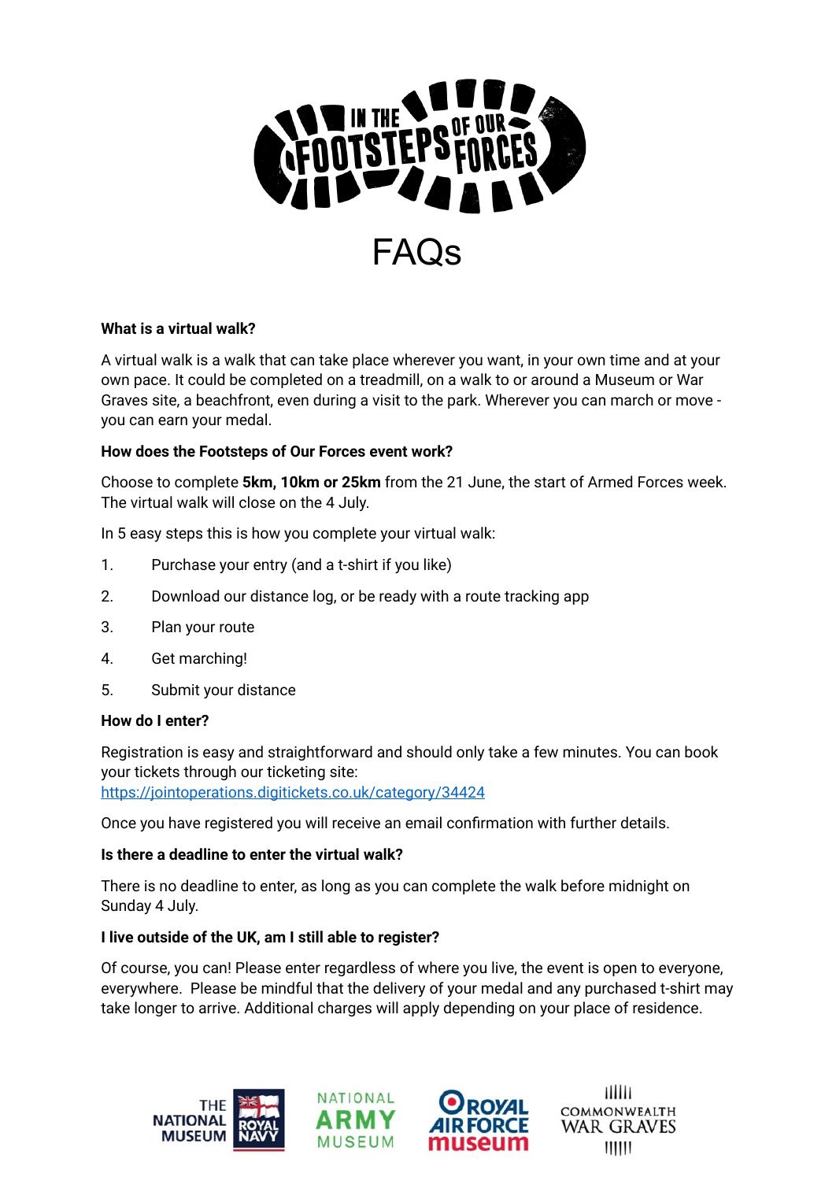# FAQs

**What is a virtual walk?**

A virtual walk is a walk that can take place wherever you want, in your own time and at your own pace. It could be completed on a treadmill, on a walk to or around a Museum or War Graves site, a beachfront, even during a visit to the park. Wherever you can march or move - you can earn your medal.

**How does the Footsteps of Our Forces event work?**

Choose to complete **5km, 10km or 25km** from the 21 June, the start of Armed Forces week. The virtual walk will close on the 4 July.

In 5 easy steps this is how you complete your virtual walk:

1. Purchase your entry (and a t-shirt if you like)
2. Download our distance log, or be ready with a route tracking app
3. Plan your route
4. Get marching!
5. Submit your distance

**How do I enter?**

Registration is easy and straightforward and should only take a few minutes. You can book your tickets through our ticketing site: https://jointoperations.digitickets.co.uk/category/34424

Once you have registered you will receive an email confirmation with further details.

**Is there a deadline to enter the virtual walk?**

There is no deadline to enter, as long as you can complete the walk before midnight on Sunday 4 July.

**I live outside of the UK, am I still able to register?**

Of course, you can! Please enter regardless of where you live, the event is open to everyone, everywhere. Please be mindful that the delivery of your medal and any purchased t-shirt may take longer to arrive. Additional charges will apply depending on your place of residence.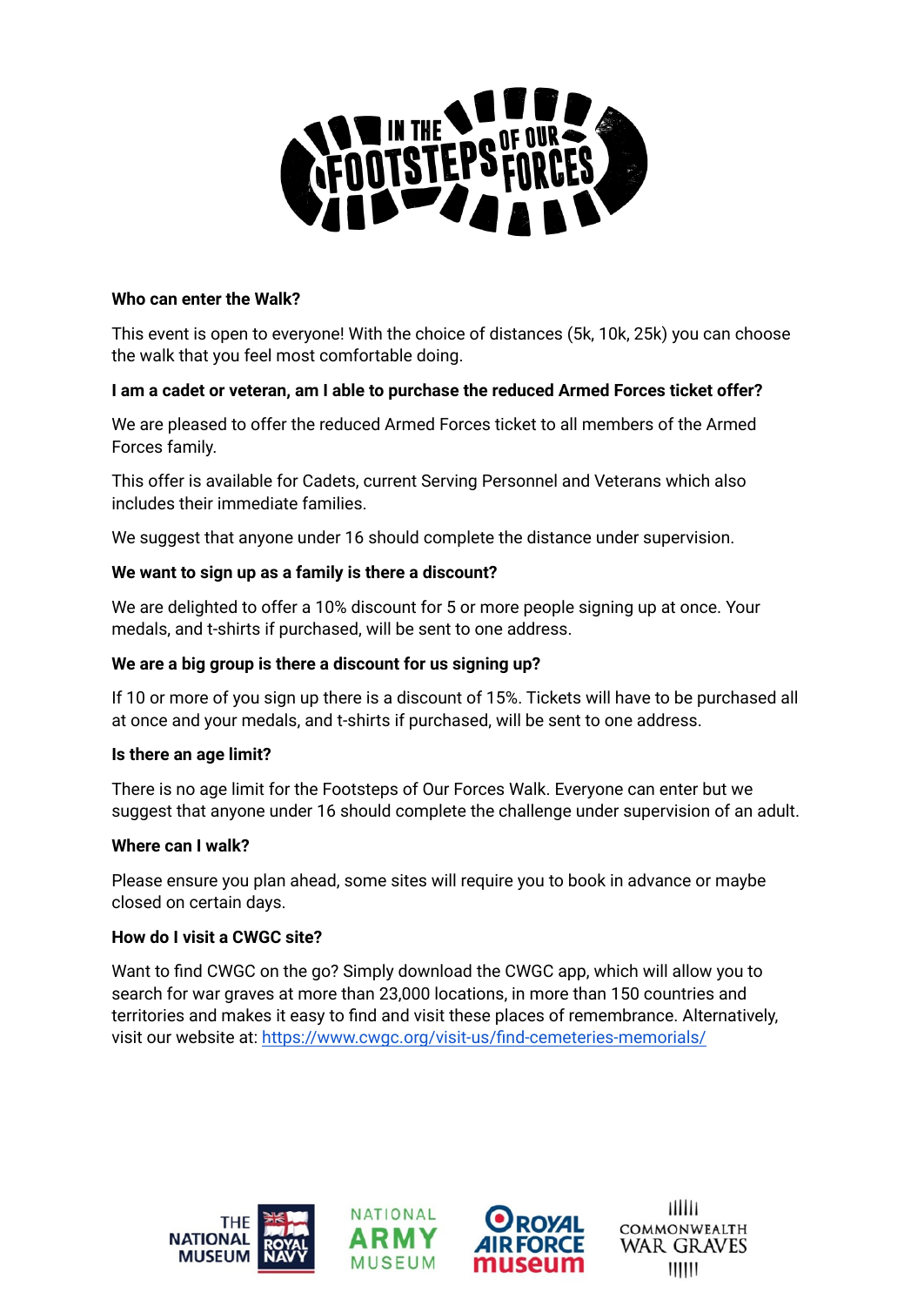**Who can enter the Walk?**

This event is open to everyone! With the choice of distances (5k, 10k, 25k) you can choose the walk that you feel most comfortable doing.

**I am a cadet or veteran, am I able to purchase the reduced Armed Forces ticket offer?**

We are pleased to offer the reduced Armed Forces ticket to all members of the Armed Forces family.

This offer is available for Cadets, current Serving Personnel and Veterans which also includes their immediate families.

We suggest that anyone under 16 should complete the distance under supervision.

**We want to sign up as a family is there a discount?**

We are delighted to offer a 10% discount for 5 or more people signing up at once. Your medals, and t-shirts if purchased, will be sent to one address.

**We are a big group is there a discount for us signing up?**

If 10 or more of you sign up there is a discount of 15%. Tickets will have to be purchased all at once and your medals, and t-shirts if purchased, will be sent to one address.

**Is there an age limit?**

There is no age limit for the Footsteps of Our Forces Walk. Everyone can enter but we suggest that anyone under 16 should complete the challenge under supervision of an adult.

**Where can I walk?**

Please ensure you plan ahead, some sites will require you to book in advance or maybe closed on certain days.

**How do I visit a CWGC site?**

Want to find CWGC on the go? Simply download the CWGC app, which will allow you to search for war graves at more than 23,000 locations, in more than 150 countries and territories and makes it easy to find and visit these places of remembrance. Alternatively, visit our website at: https://www.cwgc.org/visit-us/find-cemeteries-memorials/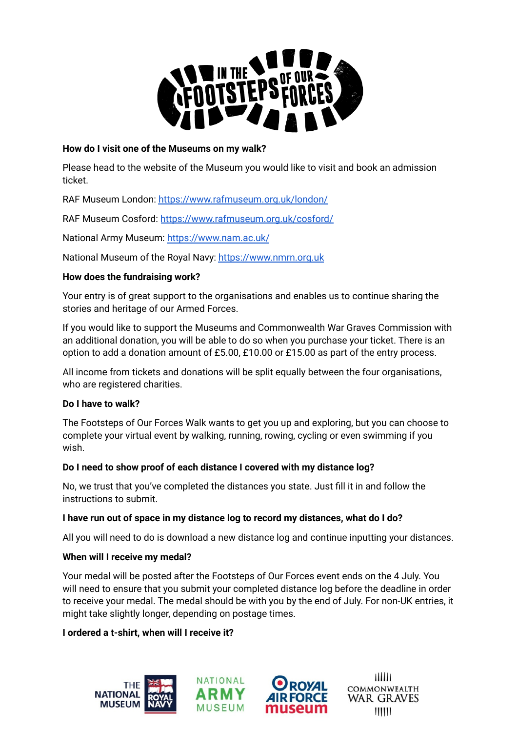**How do I visit one of the Museums on my walk?**

Please head to the website of the Museum you would like to visit and book an admission ticket.

RAF Museum London: https://www.rafmuseum.org.uk/london/

RAF Museum Cosford: https://www.rafmuseum.org.uk/cosford/

National Army Museum: https://www.nam.ac.uk/

National Museum of the Royal Navy: https://www.nmrn.org.uk

**How does the fundraising work?**

Your entry is of great support to the organisations and enables us to continue sharing the stories and heritage of our Armed Forces.

If you would like to support the Museums and Commonwealth War Graves Commission with an additional donation, you will be able to do so when you purchase your ticket. There is an option to add a donation amount of £5.00, £10.00 or £15.00 as part of the entry process.

All income from tickets and donations will be split equally between the four organisations, who are registered charities.

**Do I have to walk?**

The Footsteps of Our Forces Walk wants to get you up and exploring, but you can choose to complete your virtual event by walking, running, rowing, cycling or even swimming if you wish.

**Do I need to show proof of each distance I covered with my distance log?**

No, we trust that you've completed the distances you state. Just fill it in and follow the instructions to submit.

**I have run out of space in my distance log to record my distances, what do I do?**

All you will need to do is download a new distance log and continue inputting your distances.

**When will I receive my medal?**

Your medal will be posted after the Footsteps of Our Forces event ends on the 4 July. You will need to ensure that you submit your completed distance log before the deadline in order to receive your medal. The medal should be with you by the end of July. For non-UK entries, it might take slightly longer, depending on postage times.

**I ordered a t-shirt, when will I receive it?**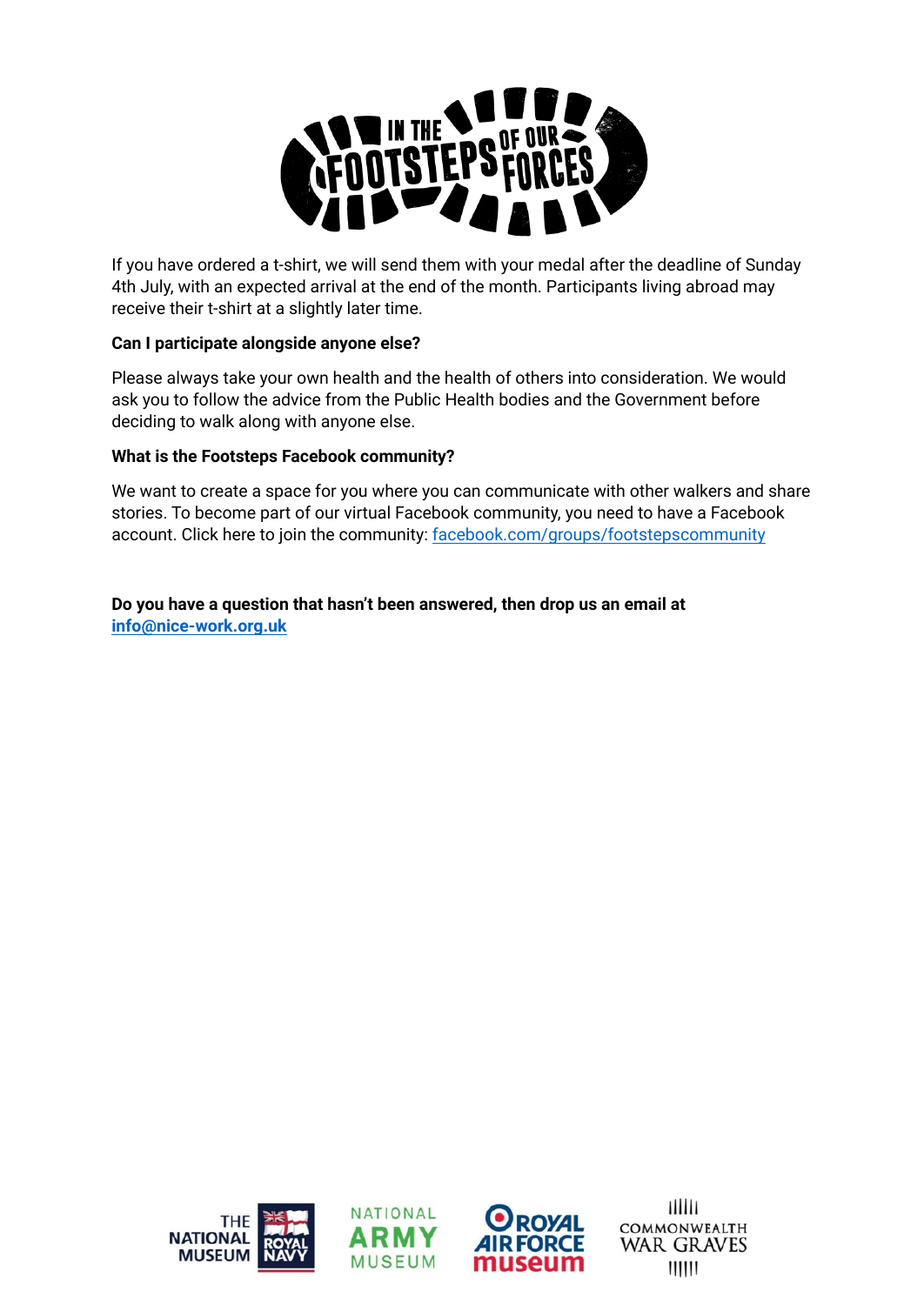If you have ordered a t-shirt, we will send them with your medal after the deadline of Sunday 4th July, with an expected arrival at the end of the month. Participants living abroad may receive their t-shirt at a slightly later time.

**Can I participate alongside anyone else?**

Please always take your own health and the health of others into consideration. We would ask you to follow the advice from the Public Health bodies and the Government before deciding to walk along with anyone else.

**What is the Footsteps Facebook community?**

We want to create a space for you where you can communicate with other walkers and share stories. To become part of our virtual Facebook community, you need to have a Facebook account. Click here to join the community: facebook.com/groups/footstepscommunity

**Do you have a question that hasn't been answered, then drop us an email at info@nice-work.org.uk**